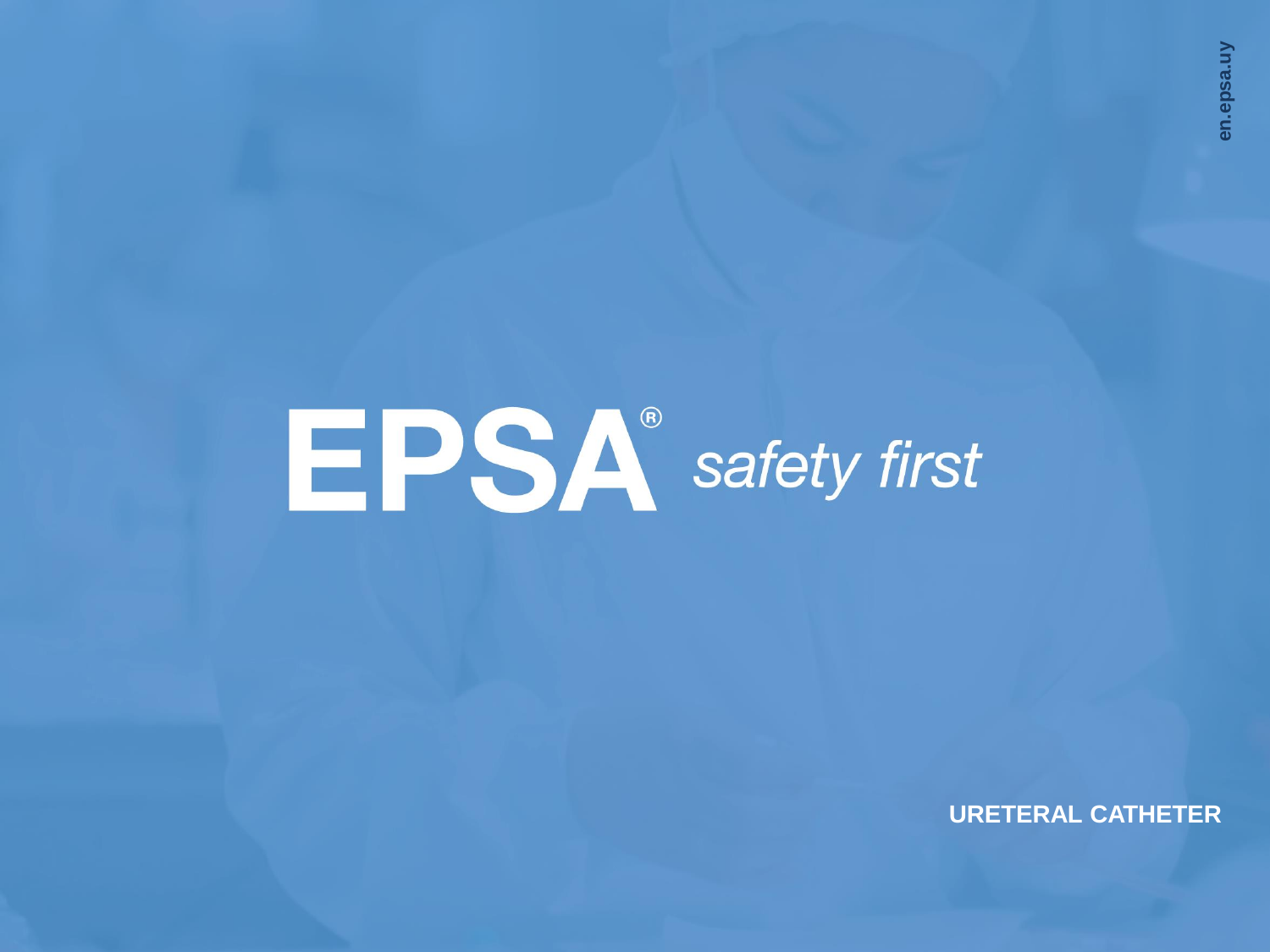# EPSA® *safety first*

en.epsa.uy

**URETERAL CATHETER**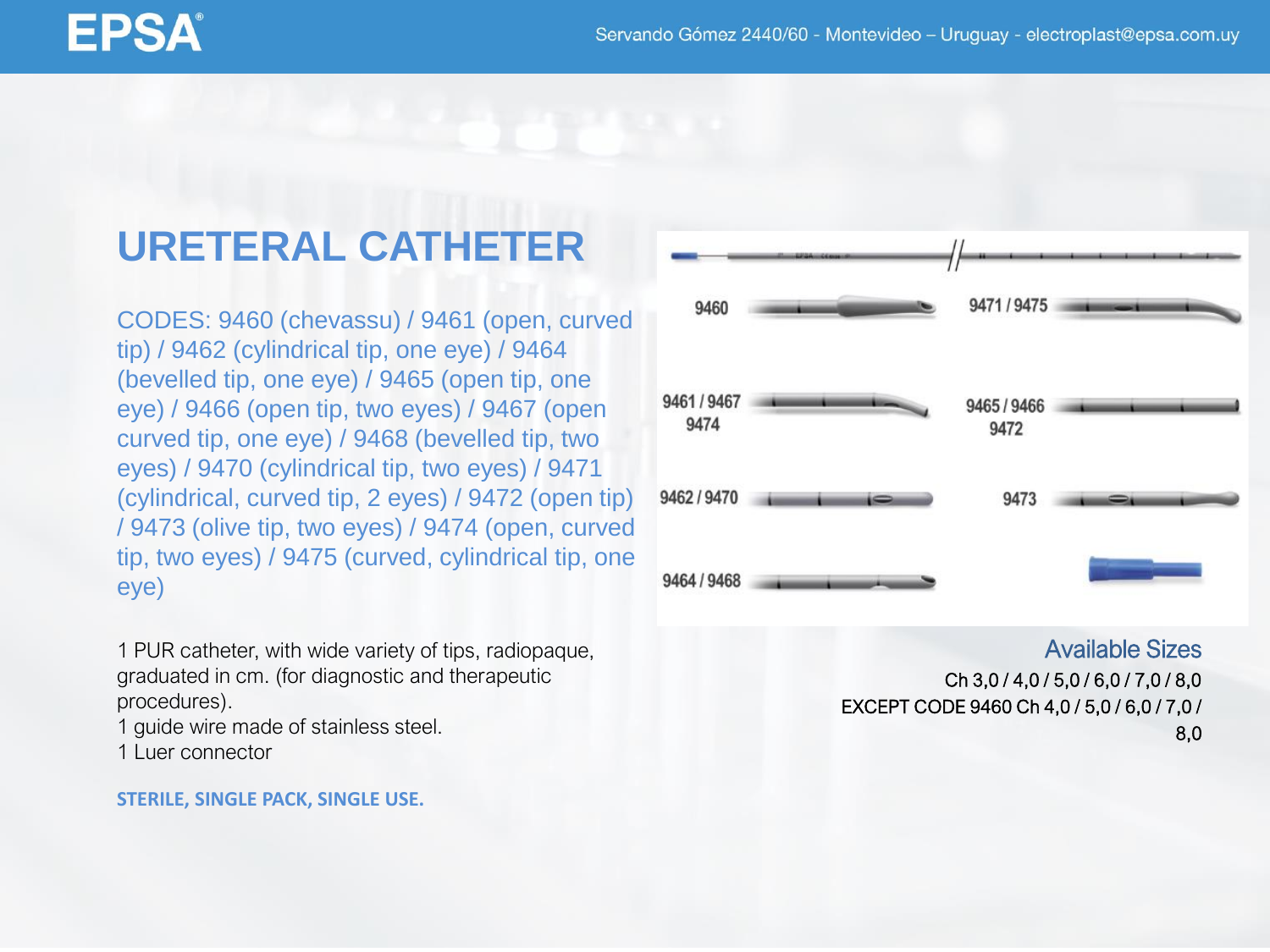# URETERAL CATHETER

CODES: 9460 (chevassu) / 9461 (open, curved tip) / 9462 (cylindrical tip, one eye) / 9464 (bevelled tip, one eye) / 9465 (open tip, one eye) / 9466 (open tip, two eyes) / 9467 (open curved tip, one eye) / 9468 (bevelled tip, two eyes) / 9470 (cylindrical tip, two eyes) / 9471 (cylindrical, curved tip, 2 eyes) / 9472 (open tip) / 9473 (olive tip, two eyes) / 9474 (open, curved tip, two eyes) / 9475 (curved, cylindrical tip, one eye)

1 PUR catheter, with wide variety of tips, radiopaque, graduated in cm. (for diagnostic and therapeutic procedures).
1 guide wire made of stainless steel.
1 Luer connector

**STERILE, SINGLE PACK, SINGLE USE.**

9460 | 9471 / 9475 | 9461 / 9467 9474 | 9465 / 9466 9472 | 9462 / 9470 | 9473 | 9464 / 9468

## Available Sizes

Ch 3,0 / 4,0 / 5,0 / 6,0 / 7,0 / 8,0
EXCEPT CODE 9460 Ch 4,0 / 5,0 / 6,0 / 7,0 / 8,0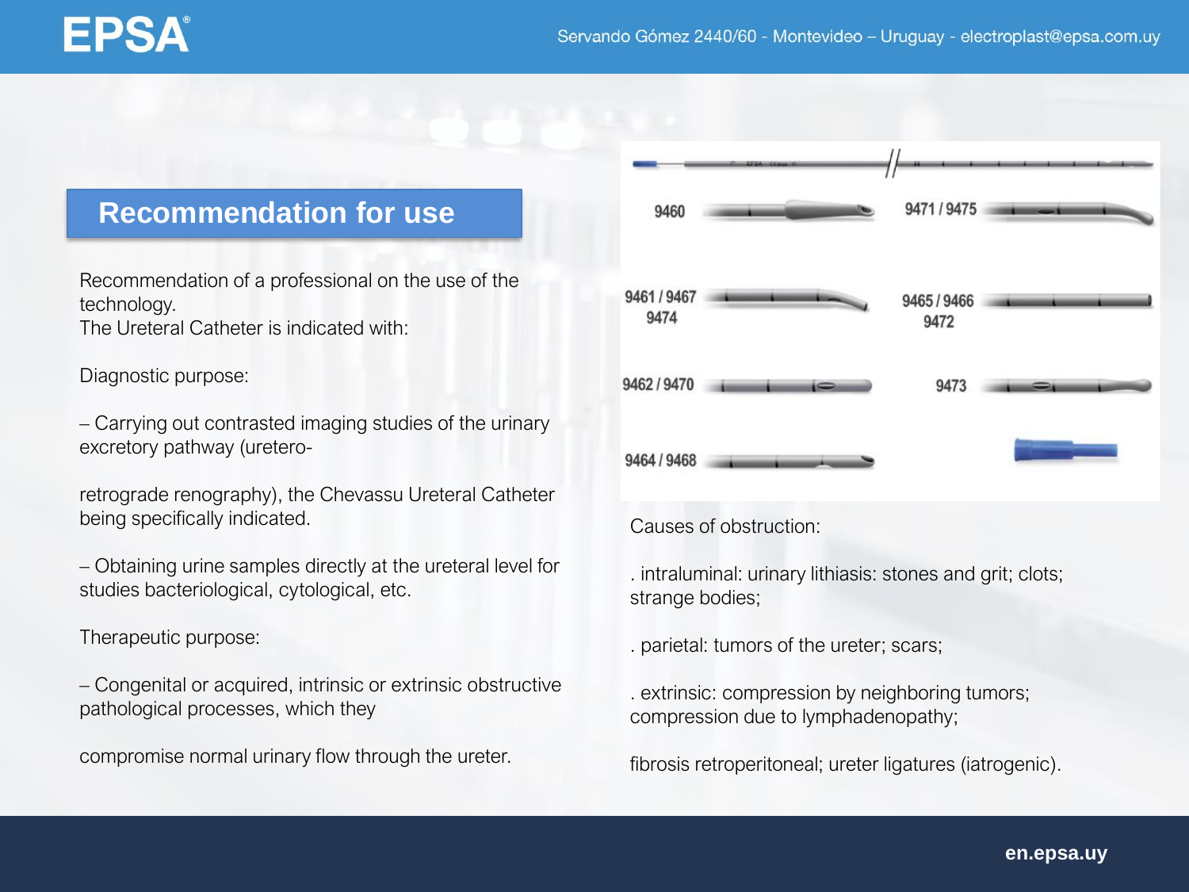## Recommendation for use

Recommendation of a professional on the use of the technology.
The Ureteral Catheter is indicated with:

Diagnostic purpose:

– Carrying out contrasted imaging studies of the urinary excretory pathway (uretero-

retrograde renography), the Chevassu Ureteral Catheter being specifically indicated.

– Obtaining urine samples directly at the ureteral level for studies bacteriological, cytological, etc.

Therapeutic purpose:

– Congenital or acquired, intrinsic or extrinsic obstructive pathological processes, which they

compromise normal urinary flow through the ureter.

9460

9471 / 9475

9461 / 9467
9474

9465 / 9466
9472

9462 / 9470

9473

9464 / 9468

Causes of obstruction:

. intraluminal: urinary lithiasis: stones and grit; clots; strange bodies;

. parietal: tumors of the ureter; scars;

. extrinsic: compression by neighboring tumors; compression due to lymphadenopathy;

fibrosis retroperitoneal; ureter ligatures (iatrogenic).